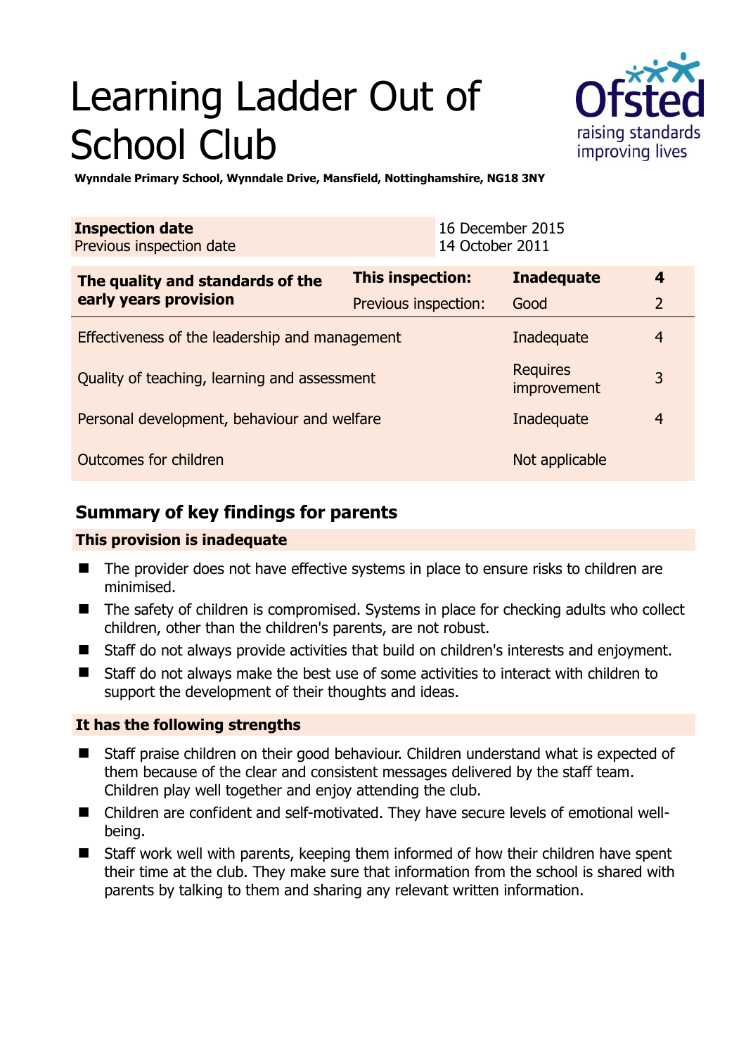# Learning Ladder Out of School Club

**Wynndale Primary School, Wynndale Drive, Mansfield, Nottinghamshire, NG18 3NY**

| **Inspection date** | 16 December 2015 |
|---|---|
| Previous inspection date | 14 October 2011 |

| **The quality and standards of the early years provision** | **This inspection:** | **Inadequate** | **4** |
|---|---|---|---|
| | Previous inspection: | Good | 2 |
| Effectiveness of the leadership and management | | Inadequate | 4 |
| Quality of teaching, learning and assessment | | Requires improvement | 3 |
| Personal development, behaviour and welfare | | Inadequate | 4 |
| Outcomes for children | | Not applicable | |

## Summary of key findings for parents

**This provision is inadequate**

- The provider does not have effective systems in place to ensure risks to children are minimised.
- The safety of children is compromised. Systems in place for checking adults who collect children, other than the children's parents, are not robust.
- Staff do not always provide activities that build on children's interests and enjoyment.
- Staff do not always make the best use of some activities to interact with children to support the development of their thoughts and ideas.

**It has the following strengths**

- Staff praise children on their good behaviour. Children understand what is expected of them because of the clear and consistent messages delivered by the staff team. Children play well together and enjoy attending the club.
- Children are confident and self-motivated. They have secure levels of emotional well-being.
- Staff work well with parents, keeping them informed of how their children have spent their time at the club. They make sure that information from the school is shared with parents by talking to them and sharing any relevant written information.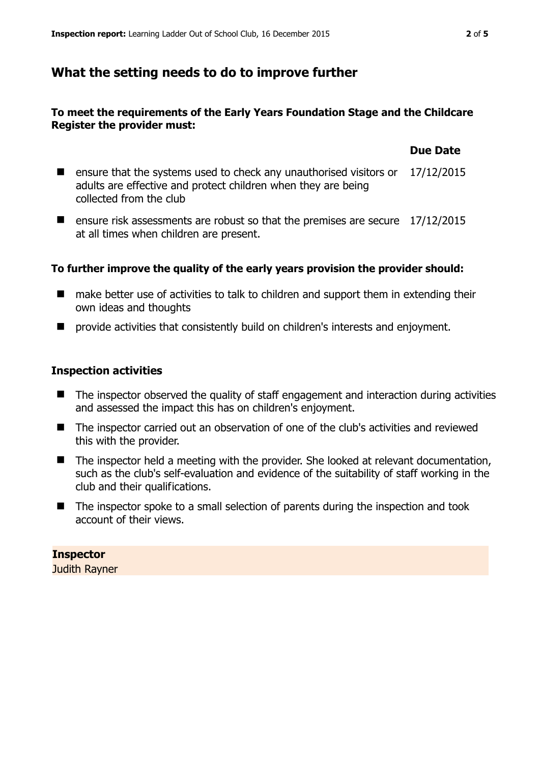## What the setting needs to do to improve further

**To meet the requirements of the Early Years Foundation Stage and the Childcare Register the provider must:**

| | Due Date |
|---|---|
| ensure that the systems used to check any unauthorised visitors or adults are effective and protect children when they are being collected from the club | 17/12/2015 |
| ensure risk assessments are robust so that the premises are secure at all times when children are present. | 17/12/2015 |

**To further improve the quality of the early years provision the provider should:**

- make better use of activities to talk to children and support them in extending their own ideas and thoughts
- provide activities that consistently build on children's interests and enjoyment.

### Inspection activities

- The inspector observed the quality of staff engagement and interaction during activities and assessed the impact this has on children's enjoyment.
- The inspector carried out an observation of one of the club's activities and reviewed this with the provider.
- The inspector held a meeting with the provider. She looked at relevant documentation, such as the club's self-evaluation and evidence of the suitability of staff working in the club and their qualifications.
- The inspector spoke to a small selection of parents during the inspection and took account of their views.

**Inspector**
Judith Rayner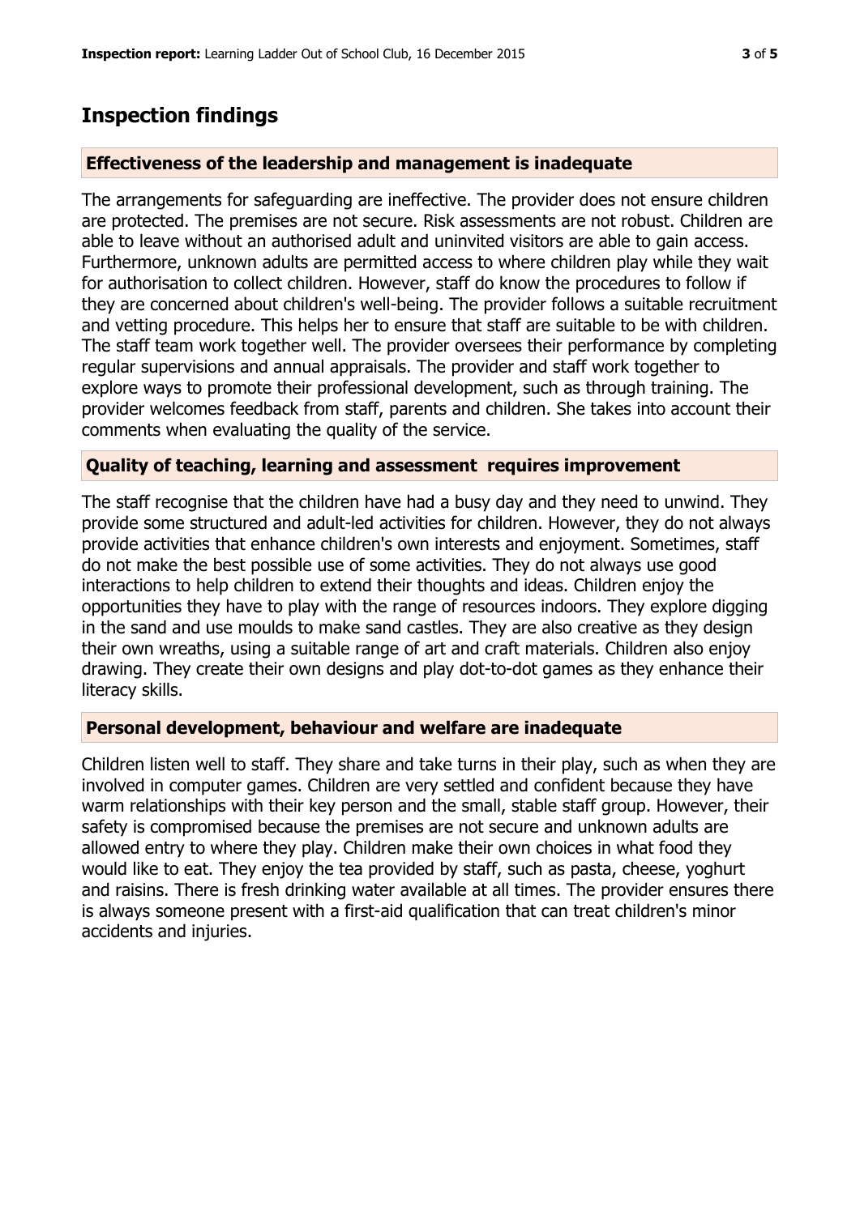## Inspection findings

### Effectiveness of the leadership and management is inadequate

The arrangements for safeguarding are ineffective. The provider does not ensure children are protected. The premises are not secure. Risk assessments are not robust. Children are able to leave without an authorised adult and uninvited visitors are able to gain access. Furthermore, unknown adults are permitted access to where children play while they wait for authorisation to collect children. However, staff do know the procedures to follow if they are concerned about children's well-being. The provider follows a suitable recruitment and vetting procedure. This helps her to ensure that staff are suitable to be with children. The staff team work together well. The provider oversees their performance by completing regular supervisions and annual appraisals. The provider and staff work together to explore ways to promote their professional development, such as through training. The provider welcomes feedback from staff, parents and children. She takes into account their comments when evaluating the quality of the service.

### Quality of teaching, learning and assessment requires improvement

The staff recognise that the children have had a busy day and they need to unwind. They provide some structured and adult-led activities for children. However, they do not always provide activities that enhance children's own interests and enjoyment. Sometimes, staff do not make the best possible use of some activities. They do not always use good interactions to help children to extend their thoughts and ideas. Children enjoy the opportunities they have to play with the range of resources indoors. They explore digging in the sand and use moulds to make sand castles. They are also creative as they design their own wreaths, using a suitable range of art and craft materials. Children also enjoy drawing. They create their own designs and play dot-to-dot games as they enhance their literacy skills.

### Personal development, behaviour and welfare are inadequate

Children listen well to staff. They share and take turns in their play, such as when they are involved in computer games. Children are very settled and confident because they have warm relationships with their key person and the small, stable staff group. However, their safety is compromised because the premises are not secure and unknown adults are allowed entry to where they play. Children make their own choices in what food they would like to eat. They enjoy the tea provided by staff, such as pasta, cheese, yoghurt and raisins. There is fresh drinking water available at all times. The provider ensures there is always someone present with a first-aid qualification that can treat children's minor accidents and injuries.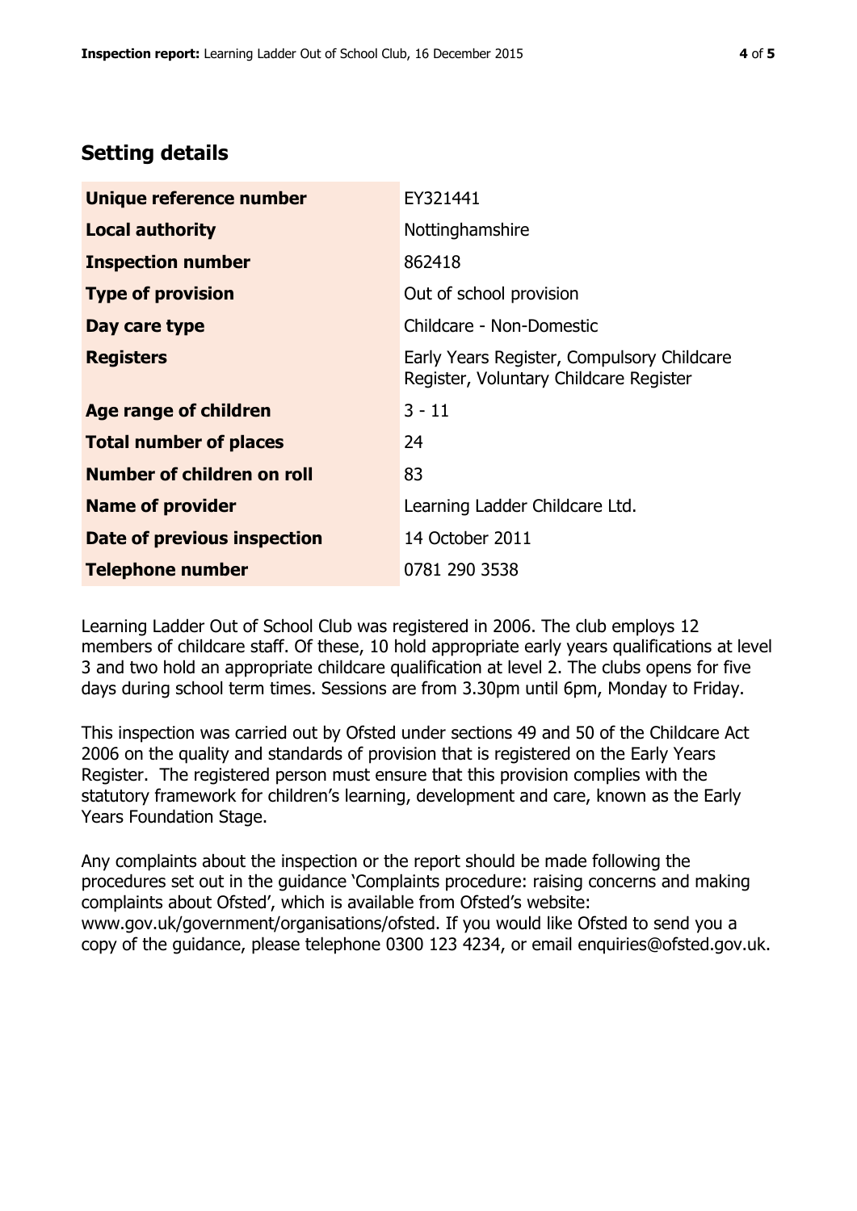## Setting details

| | |
|---|---|
| **Unique reference number** | EY321441 |
| **Local authority** | Nottinghamshire |
| **Inspection number** | 862418 |
| **Type of provision** | Out of school provision |
| **Day care type** | Childcare - Non-Domestic |
| **Registers** | Early Years Register, Compulsory Childcare Register, Voluntary Childcare Register |
| **Age range of children** | 3 - 11 |
| **Total number of places** | 24 |
| **Number of children on roll** | 83 |
| **Name of provider** | Learning Ladder Childcare Ltd. |
| **Date of previous inspection** | 14 October 2011 |
| **Telephone number** | 0781 290 3538 |

Learning Ladder Out of School Club was registered in 2006. The club employs 12 members of childcare staff. Of these, 10 hold appropriate early years qualifications at level 3 and two hold an appropriate childcare qualification at level 2. The clubs opens for five days during school term times. Sessions are from 3.30pm until 6pm, Monday to Friday.

This inspection was carried out by Ofsted under sections 49 and 50 of the Childcare Act 2006 on the quality and standards of provision that is registered on the Early Years Register. The registered person must ensure that this provision complies with the statutory framework for children's learning, development and care, known as the Early Years Foundation Stage.

Any complaints about the inspection or the report should be made following the procedures set out in the guidance 'Complaints procedure: raising concerns and making complaints about Ofsted', which is available from Ofsted's website: www.gov.uk/government/organisations/ofsted. If you would like Ofsted to send you a copy of the guidance, please telephone 0300 123 4234, or email enquiries@ofsted.gov.uk.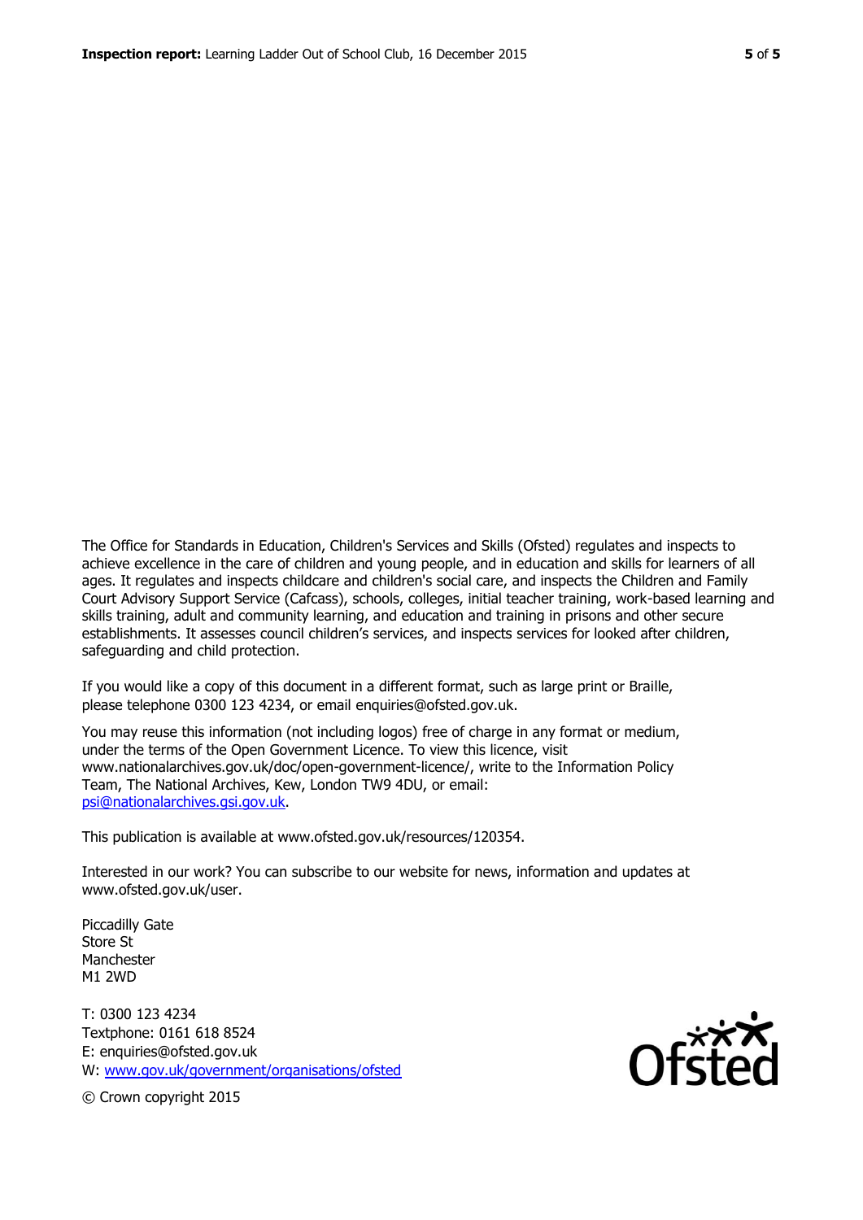The Office for Standards in Education, Children's Services and Skills (Ofsted) regulates and inspects to achieve excellence in the care of children and young people, and in education and skills for learners of all ages. It regulates and inspects childcare and children's social care, and inspects the Children and Family Court Advisory Support Service (Cafcass), schools, colleges, initial teacher training, work-based learning and skills training, adult and community learning, and education and training in prisons and other secure establishments. It assesses council children's services, and inspects services for looked after children, safeguarding and child protection.

If you would like a copy of this document in a different format, such as large print or Braille, please telephone 0300 123 4234, or email enquiries@ofsted.gov.uk.

You may reuse this information (not including logos) free of charge in any format or medium, under the terms of the Open Government Licence. To view this licence, visit www.nationalarchives.gov.uk/doc/open-government-licence/, write to the Information Policy Team, The National Archives, Kew, London TW9 4DU, or email: psi@nationalarchives.gsi.gov.uk.

This publication is available at www.ofsted.gov.uk/resources/120354.

Interested in our work? You can subscribe to our website for news, information and updates at www.ofsted.gov.uk/user.

Piccadilly Gate
Store St
Manchester
M1 2WD

T: 0300 123 4234
Textphone: 0161 618 8524
E: enquiries@ofsted.gov.uk
W: www.gov.uk/government/organisations/ofsted

© Crown copyright 2015